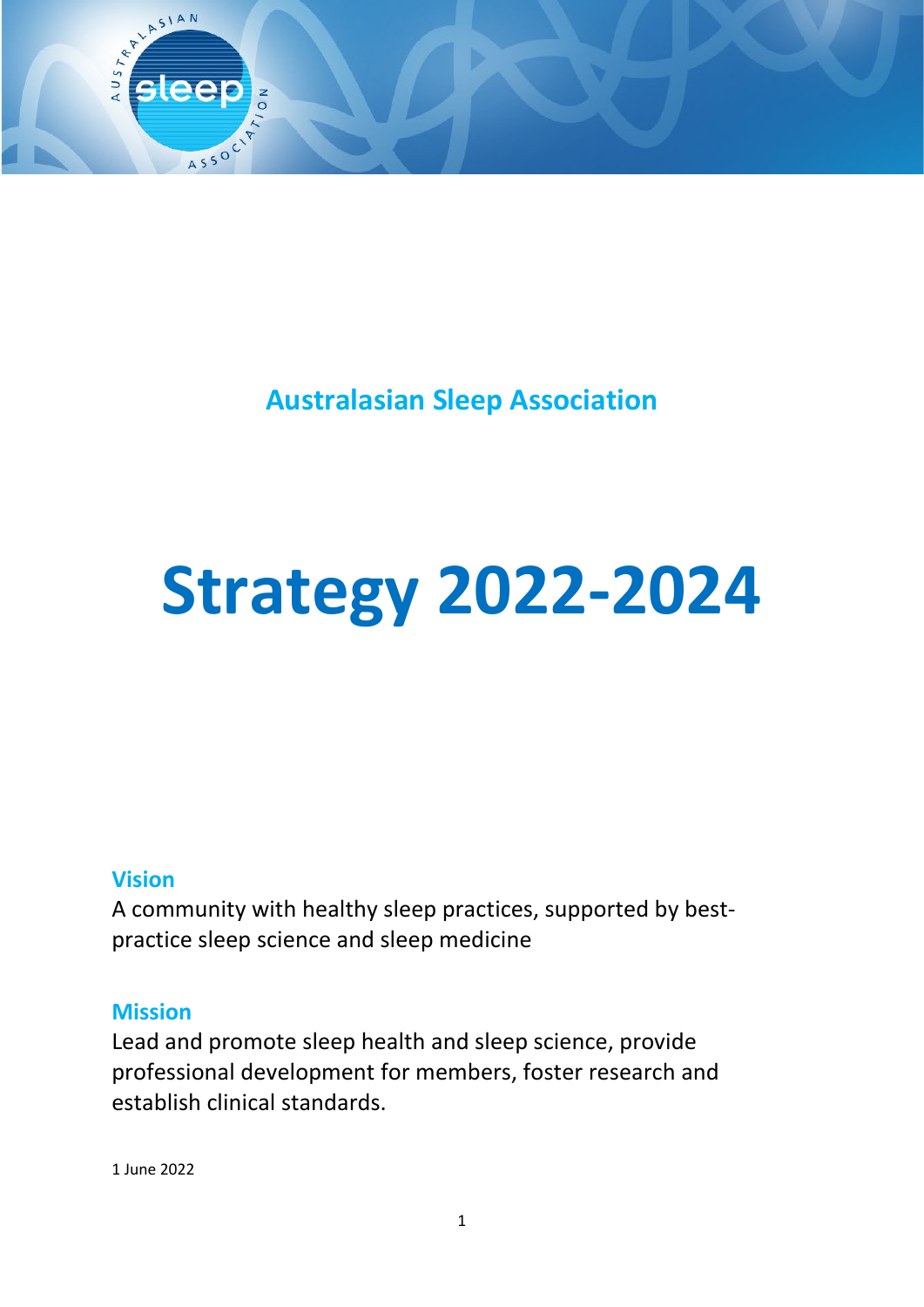## Australasian Sleep Association

# Strategy 2022-2024

### Vision

A community with healthy sleep practices, supported by best-practice sleep science and sleep medicine

### Mission

Lead and promote sleep health and sleep science, provide professional development for members, foster research and establish clinical standards.

1 June 2022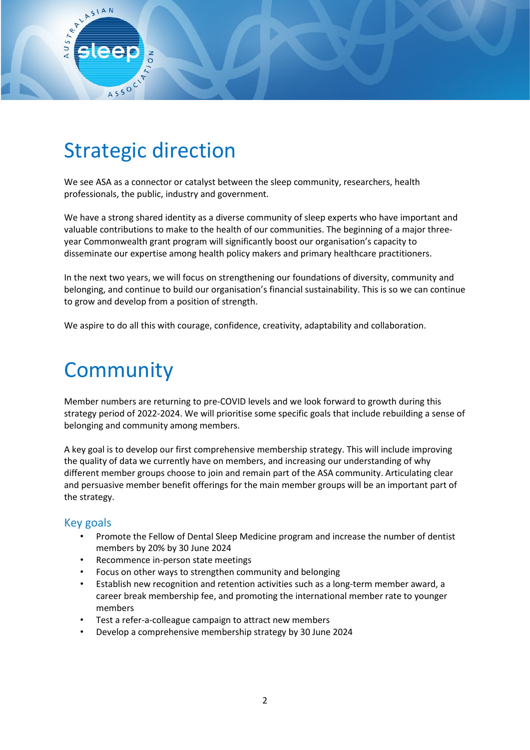# Strategic direction

We see ASA as a connector or catalyst between the sleep community, researchers, health professionals, the public, industry and government.

We have a strong shared identity as a diverse community of sleep experts who have important and valuable contributions to make to the health of our communities. The beginning of a major three-year Commonwealth grant program will significantly boost our organisation's capacity to disseminate our expertise among health policy makers and primary healthcare practitioners.

In the next two years, we will focus on strengthening our foundations of diversity, community and belonging, and continue to build our organisation's financial sustainability. This is so we can continue to grow and develop from a position of strength.

We aspire to do all this with courage, confidence, creativity, adaptability and collaboration.

# Community

Member numbers are returning to pre-COVID levels and we look forward to growth during this strategy period of 2022-2024. We will prioritise some specific goals that include rebuilding a sense of belonging and community among members.

A key goal is to develop our first comprehensive membership strategy. This will include improving the quality of data we currently have on members, and increasing our understanding of why different member groups choose to join and remain part of the ASA community. Articulating clear and persuasive member benefit offerings for the main member groups will be an important part of the strategy.

## Key goals

- Promote the Fellow of Dental Sleep Medicine program and increase the number of dentist members by 20% by 30 June 2024
- Recommence in-person state meetings
- Focus on other ways to strengthen community and belonging
- Establish new recognition and retention activities such as a long-term member award, a career break membership fee, and promoting the international member rate to younger members
- Test a refer-a-colleague campaign to attract new members
- Develop a comprehensive membership strategy by 30 June 2024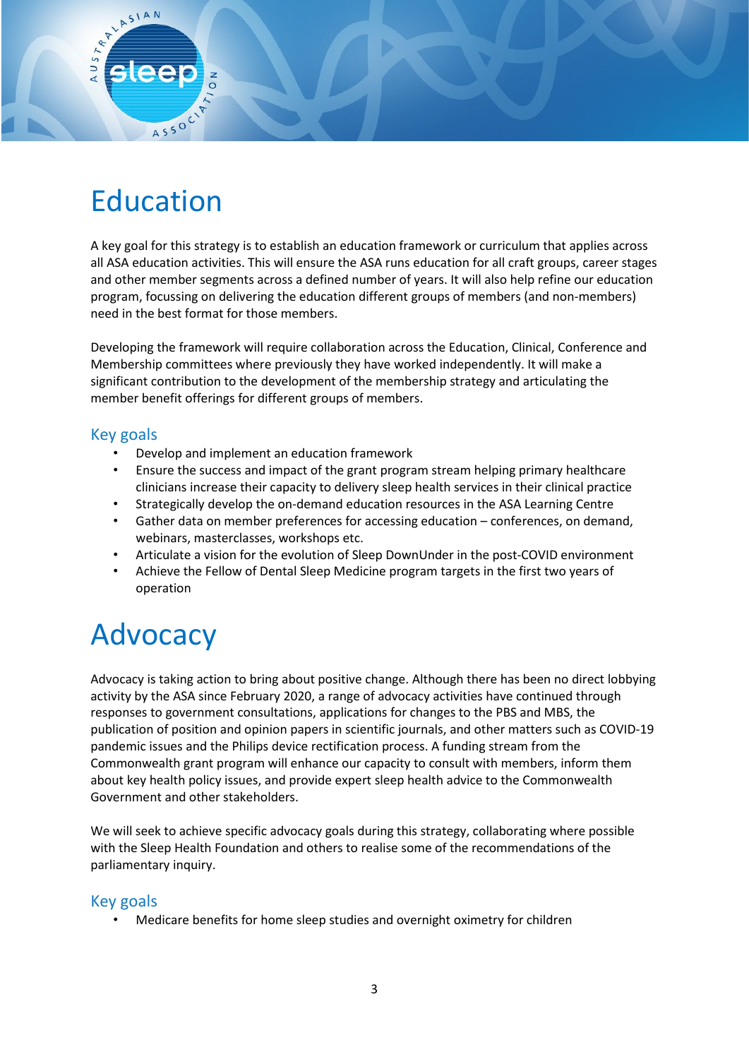# Education

A key goal for this strategy is to establish an education framework or curriculum that applies across all ASA education activities. This will ensure the ASA runs education for all craft groups, career stages and other member segments across a defined number of years. It will also help refine our education program, focussing on delivering the education different groups of members (and non-members) need in the best format for those members.

Developing the framework will require collaboration across the Education, Clinical, Conference and Membership committees where previously they have worked independently. It will make a significant contribution to the development of the membership strategy and articulating the member benefit offerings for different groups of members.

## Key goals

- Develop and implement an education framework
- Ensure the success and impact of the grant program stream helping primary healthcare clinicians increase their capacity to delivery sleep health services in their clinical practice
- Strategically develop the on-demand education resources in the ASA Learning Centre
- Gather data on member preferences for accessing education – conferences, on demand, webinars, masterclasses, workshops etc.
- Articulate a vision for the evolution of Sleep DownUnder in the post-COVID environment
- Achieve the Fellow of Dental Sleep Medicine program targets in the first two years of operation

# Advocacy

Advocacy is taking action to bring about positive change. Although there has been no direct lobbying activity by the ASA since February 2020, a range of advocacy activities have continued through responses to government consultations, applications for changes to the PBS and MBS, the publication of position and opinion papers in scientific journals, and other matters such as COVID-19 pandemic issues and the Philips device rectification process. A funding stream from the Commonwealth grant program will enhance our capacity to consult with members, inform them about key health policy issues, and provide expert sleep health advice to the Commonwealth Government and other stakeholders.

We will seek to achieve specific advocacy goals during this strategy, collaborating where possible with the Sleep Health Foundation and others to realise some of the recommendations of the parliamentary inquiry.

## Key goals

- Medicare benefits for home sleep studies and overnight oximetry for children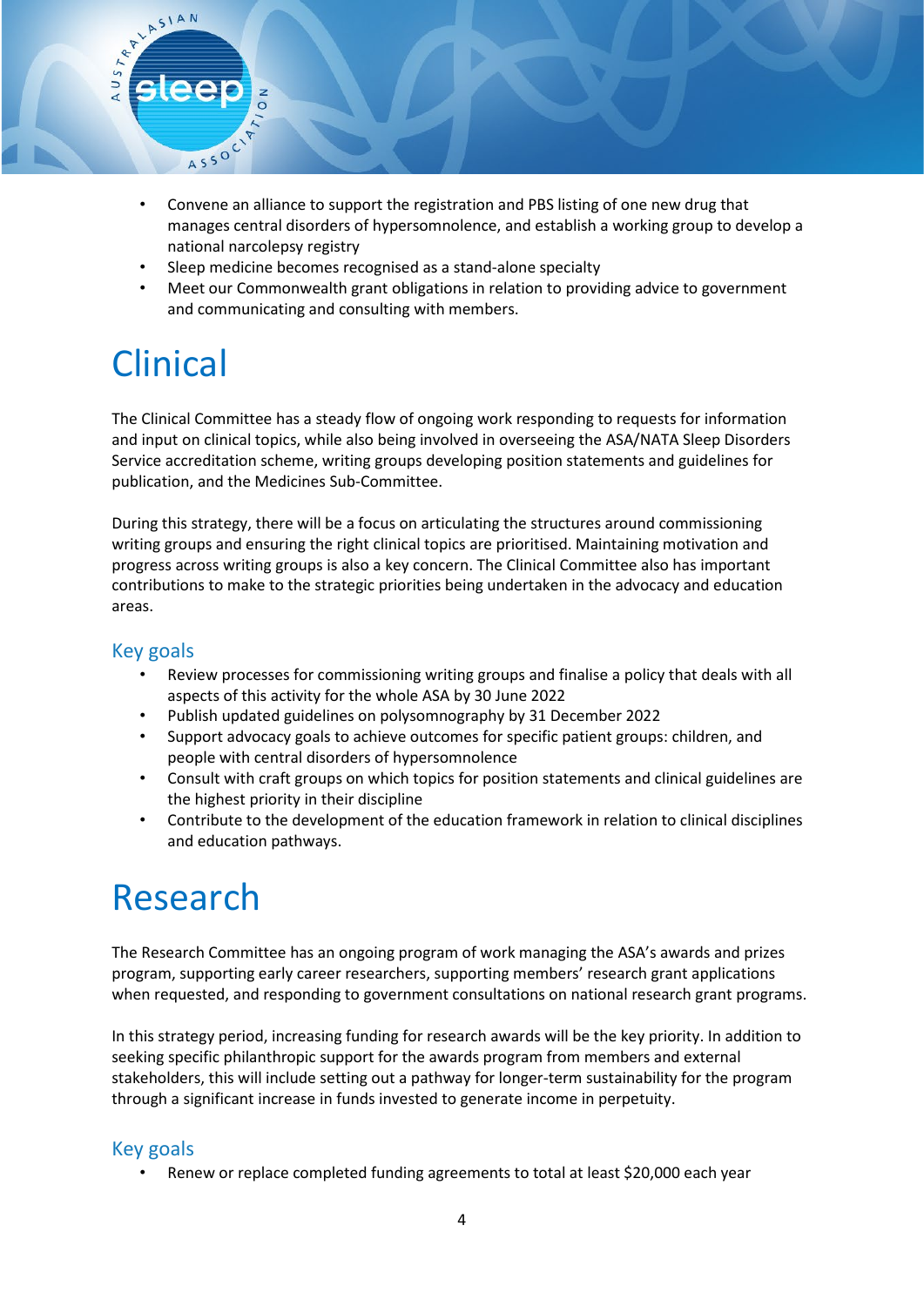- Convene an alliance to support the registration and PBS listing of one new drug that manages central disorders of hypersomnolence, and establish a working group to develop a national narcolepsy registry
- Sleep medicine becomes recognised as a stand-alone specialty
- Meet our Commonwealth grant obligations in relation to providing advice to government and communicating and consulting with members.

# Clinical

The Clinical Committee has a steady flow of ongoing work responding to requests for information and input on clinical topics, while also being involved in overseeing the ASA/NATA Sleep Disorders Service accreditation scheme, writing groups developing position statements and guidelines for publication, and the Medicines Sub-Committee.

During this strategy, there will be a focus on articulating the structures around commissioning writing groups and ensuring the right clinical topics are prioritised. Maintaining motivation and progress across writing groups is also a key concern. The Clinical Committee also has important contributions to make to the strategic priorities being undertaken in the advocacy and education areas.

## Key goals

- Review processes for commissioning writing groups and finalise a policy that deals with all aspects of this activity for the whole ASA by 30 June 2022
- Publish updated guidelines on polysomnography by 31 December 2022
- Support advocacy goals to achieve outcomes for specific patient groups: children, and people with central disorders of hypersomnolence
- Consult with craft groups on which topics for position statements and clinical guidelines are the highest priority in their discipline
- Contribute to the development of the education framework in relation to clinical disciplines and education pathways.

# Research

The Research Committee has an ongoing program of work managing the ASA's awards and prizes program, supporting early career researchers, supporting members' research grant applications when requested, and responding to government consultations on national research grant programs.

In this strategy period, increasing funding for research awards will be the key priority. In addition to seeking specific philanthropic support for the awards program from members and external stakeholders, this will include setting out a pathway for longer-term sustainability for the program through a significant increase in funds invested to generate income in perpetuity.

## Key goals

- Renew or replace completed funding agreements to total at least $20,000 each year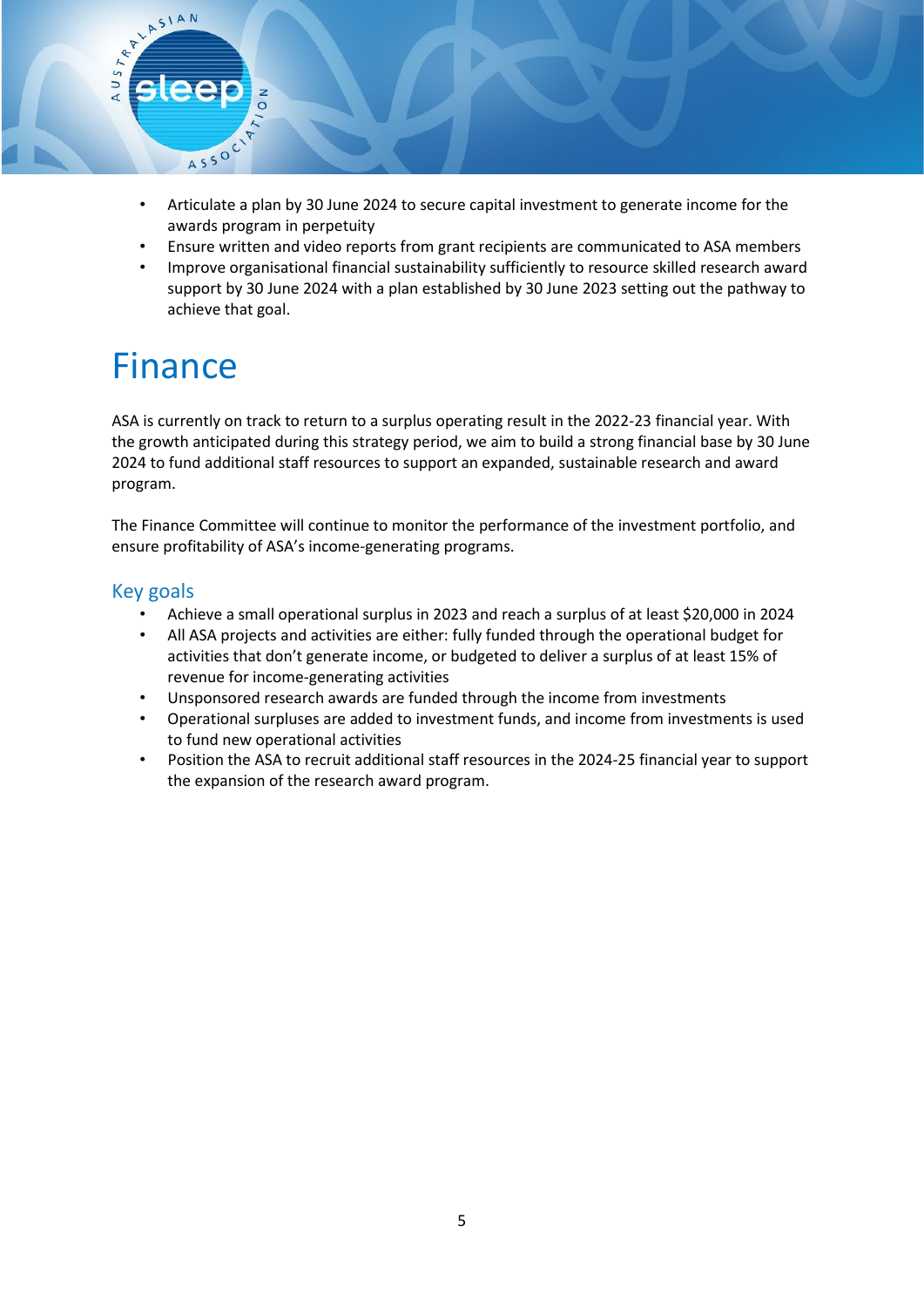- Articulate a plan by 30 June 2024 to secure capital investment to generate income for the awards program in perpetuity
- Ensure written and video reports from grant recipients are communicated to ASA members
- Improve organisational financial sustainability sufficiently to resource skilled research award support by 30 June 2024 with a plan established by 30 June 2023 setting out the pathway to achieve that goal.

# Finance

ASA is currently on track to return to a surplus operating result in the 2022-23 financial year. With the growth anticipated during this strategy period, we aim to build a strong financial base by 30 June 2024 to fund additional staff resources to support an expanded, sustainable research and award program.

The Finance Committee will continue to monitor the performance of the investment portfolio, and ensure profitability of ASA's income-generating programs.

## Key goals

- Achieve a small operational surplus in 2023 and reach a surplus of at least $20,000 in 2024
- All ASA projects and activities are either: fully funded through the operational budget for activities that don't generate income, or budgeted to deliver a surplus of at least 15% of revenue for income-generating activities
- Unsponsored research awards are funded through the income from investments
- Operational surpluses are added to investment funds, and income from investments is used to fund new operational activities
- Position the ASA to recruit additional staff resources in the 2024-25 financial year to support the expansion of the research award program.